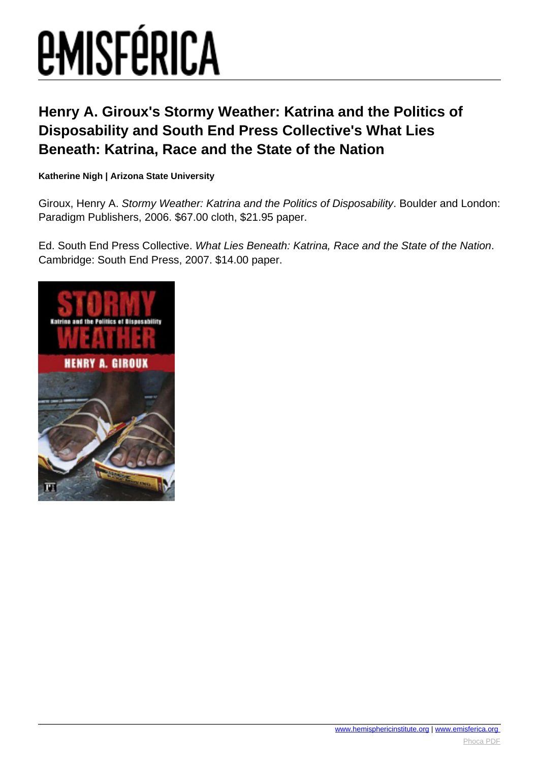# Henry A. Giroux's Stormy Weather: Katrina and the Politics of Disposability and South End Press Collective's What Lies Beneath: Katrina, Race and the State of the Nation

**Katherine Nigh | Arizona State University**

Giroux, Henry A. *Stormy Weather: Katrina and the Politics of Disposability*. Boulder and London: Paradigm Publishers, 2006. $67.00 cloth, $21.95 paper.

Ed. South End Press Collective. *What Lies Beneath: Katrina, Race and the State of the Nation*. Cambridge: South End Press, 2007. $14.00 paper.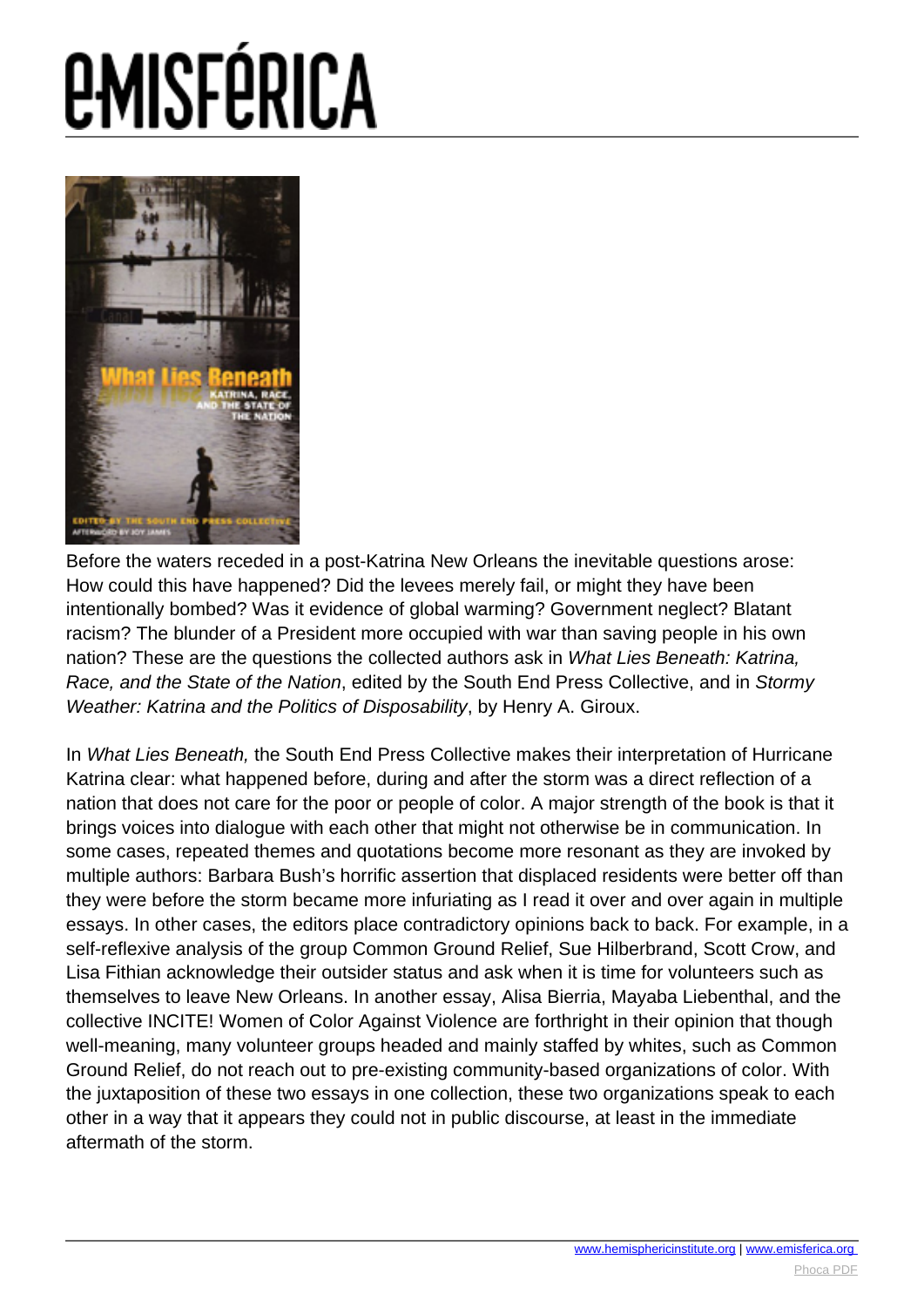Before the waters receded in a post-Katrina New Orleans the inevitable questions arose: How could this have happened? Did the levees merely fail, or might they have been intentionally bombed? Was it evidence of global warming? Government neglect? Blatant racism? The blunder of a President more occupied with war than saving people in his own nation? These are the questions the collected authors ask in *What Lies Beneath: Katrina, Race, and the State of the Nation*, edited by the South End Press Collective, and in *Stormy Weather: Katrina and the Politics of Disposability*, by Henry A. Giroux.

In *What Lies Beneath,* the South End Press Collective makes their interpretation of Hurricane Katrina clear: what happened before, during and after the storm was a direct reflection of a nation that does not care for the poor or people of color. A major strength of the book is that it brings voices into dialogue with each other that might not otherwise be in communication. In some cases, repeated themes and quotations become more resonant as they are invoked by multiple authors: Barbara Bush's horrific assertion that displaced residents were better off than they were before the storm became more infuriating as I read it over and over again in multiple essays. In other cases, the editors place contradictory opinions back to back. For example, in a self-reflexive analysis of the group Common Ground Relief, Sue Hilberbrand, Scott Crow, and Lisa Fithian acknowledge their outsider status and ask when it is time for volunteers such as themselves to leave New Orleans. In another essay, Alisa Bierria, Mayaba Liebenthal, and the collective INCITE! Women of Color Against Violence are forthright in their opinion that though well-meaning, many volunteer groups headed and mainly staffed by whites, such as Common Ground Relief, do not reach out to pre-existing community-based organizations of color. With the juxtaposition of these two essays in one collection, these two organizations speak to each other in a way that it appears they could not in public discourse, at least in the immediate aftermath of the storm.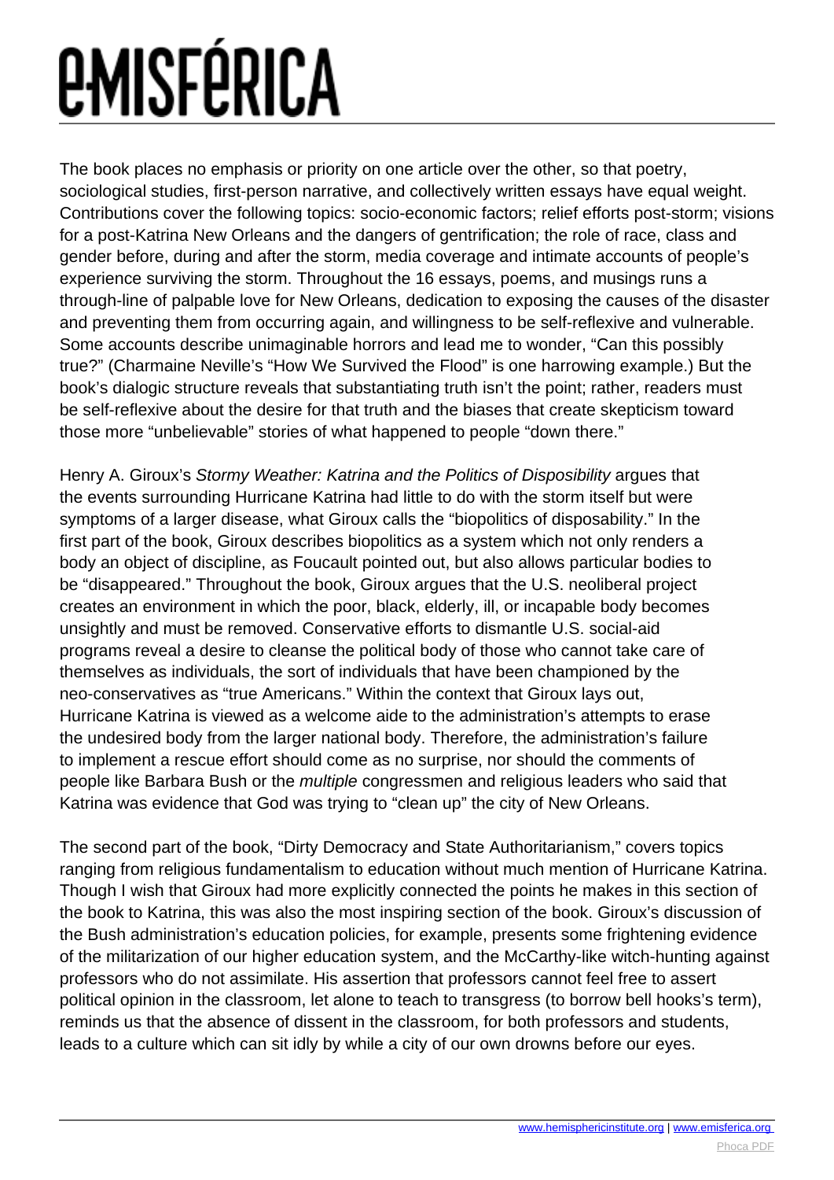The book places no emphasis or priority on one article over the other, so that poetry, sociological studies, first-person narrative, and collectively written essays have equal weight. Contributions cover the following topics: socio-economic factors; relief efforts post-storm; visions for a post-Katrina New Orleans and the dangers of gentrification; the role of race, class and gender before, during and after the storm, media coverage and intimate accounts of people's experience surviving the storm. Throughout the 16 essays, poems, and musings runs a through-line of palpable love for New Orleans, dedication to exposing the causes of the disaster and preventing them from occurring again, and willingness to be self-reflexive and vulnerable. Some accounts describe unimaginable horrors and lead me to wonder, "Can this possibly true?" (Charmaine Neville's "How We Survived the Flood" is one harrowing example.) But the book's dialogic structure reveals that substantiating truth isn't the point; rather, readers must be self-reflexive about the desire for that truth and the biases that create skepticism toward those more "unbelievable" stories of what happened to people "down there."

Henry A. Giroux's *Stormy Weather: Katrina and the Politics of Disposibility* argues that the events surrounding Hurricane Katrina had little to do with the storm itself but were symptoms of a larger disease, what Giroux calls the "biopolitics of disposability." In the first part of the book, Giroux describes biopolitics as a system which not only renders a body an object of discipline, as Foucault pointed out, but also allows particular bodies to be "disappeared." Throughout the book, Giroux argues that the U.S. neoliberal project creates an environment in which the poor, black, elderly, ill, or incapable body becomes unsightly and must be removed. Conservative efforts to dismantle U.S. social-aid programs reveal a desire to cleanse the political body of those who cannot take care of themselves as individuals, the sort of individuals that have been championed by the neo-conservatives as "true Americans." Within the context that Giroux lays out, Hurricane Katrina is viewed as a welcome aide to the administration's attempts to erase the undesired body from the larger national body. Therefore, the administration's failure to implement a rescue effort should come as no surprise, nor should the comments of people like Barbara Bush or the *multiple* congressmen and religious leaders who said that Katrina was evidence that God was trying to "clean up" the city of New Orleans.

The second part of the book, "Dirty Democracy and State Authoritarianism," covers topics ranging from religious fundamentalism to education without much mention of Hurricane Katrina. Though I wish that Giroux had more explicitly connected the points he makes in this section of the book to Katrina, this was also the most inspiring section of the book. Giroux's discussion of the Bush administration's education policies, for example, presents some frightening evidence of the militarization of our higher education system, and the McCarthy-like witch-hunting against professors who do not assimilate. His assertion that professors cannot feel free to assert political opinion in the classroom, let alone to teach to transgress (to borrow bell hooks's term), reminds us that the absence of dissent in the classroom, for both professors and students, leads to a culture which can sit idly by while a city of our own drowns before our eyes.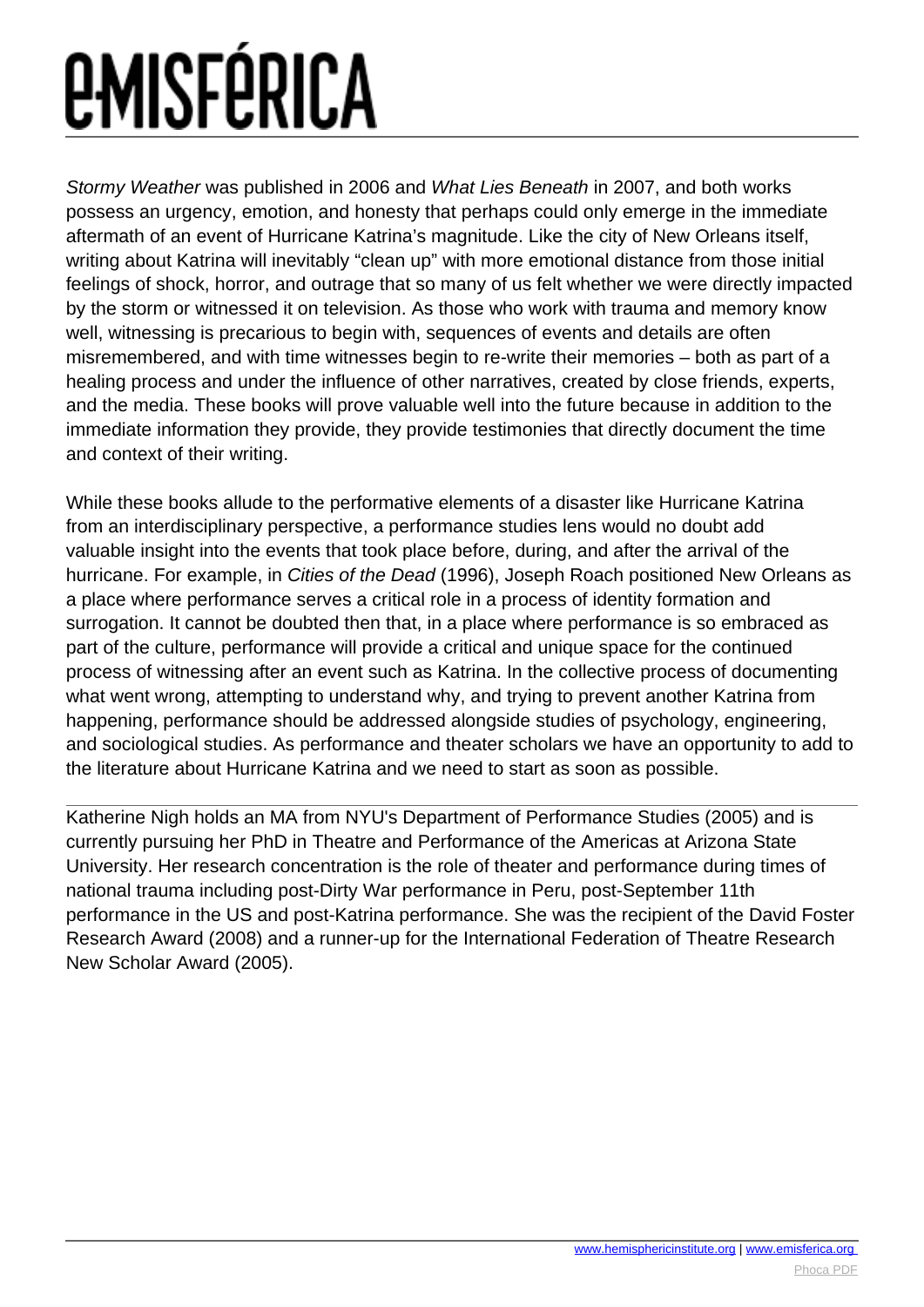*Stormy Weather* was published in 2006 and *What Lies Beneath* in 2007, and both works possess an urgency, emotion, and honesty that perhaps could only emerge in the immediate aftermath of an event of Hurricane Katrina's magnitude. Like the city of New Orleans itself, writing about Katrina will inevitably "clean up" with more emotional distance from those initial feelings of shock, horror, and outrage that so many of us felt whether we were directly impacted by the storm or witnessed it on television. As those who work with trauma and memory know well, witnessing is precarious to begin with, sequences of events and details are often misremembered, and with time witnesses begin to re-write their memories – both as part of a healing process and under the influence of other narratives, created by close friends, experts, and the media. These books will prove valuable well into the future because in addition to the immediate information they provide, they provide testimonies that directly document the time and context of their writing.

While these books allude to the performative elements of a disaster like Hurricane Katrina from an interdisciplinary perspective, a performance studies lens would no doubt add valuable insight into the events that took place before, during, and after the arrival of the hurricane. For example, in *Cities of the Dead* (1996), Joseph Roach positioned New Orleans as a place where performance serves a critical role in a process of identity formation and surrogation. It cannot be doubted then that, in a place where performance is so embraced as part of the culture, performance will provide a critical and unique space for the continued process of witnessing after an event such as Katrina. In the collective process of documenting what went wrong, attempting to understand why, and trying to prevent another Katrina from happening, performance should be addressed alongside studies of psychology, engineering, and sociological studies. As performance and theater scholars we have an opportunity to add to the literature about Hurricane Katrina and we need to start as soon as possible.

---

Katherine Nigh holds an MA from NYU's Department of Performance Studies (2005) and is currently pursuing her PhD in Theatre and Performance of the Americas at Arizona State University. Her research concentration is the role of theater and performance during times of national trauma including post-Dirty War performance in Peru, post-September 11th performance in the US and post-Katrina performance. She was the recipient of the David Foster Research Award (2008) and a runner-up for the International Federation of Theatre Research New Scholar Award (2005).